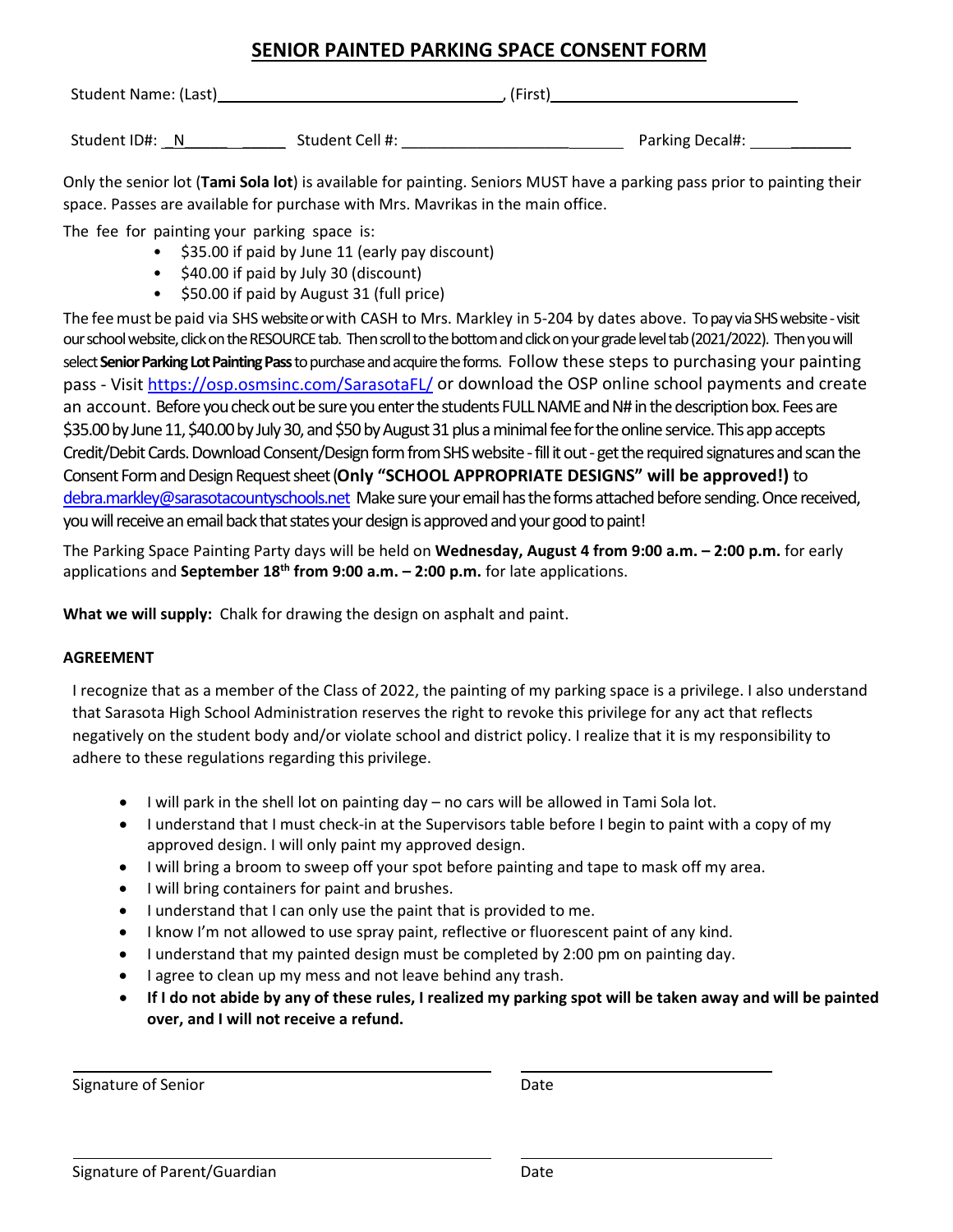# SENIOR PAINTED PARKING SPACE CONSENT FORM

Student Name: (Last)_________________________________, (First)_____________________________

Student ID#: _N___________ Student Cell #: ____________________________ Parking Decal#: _____________

Only the senior lot (**Tami Sola lot**) is available for painting. Seniors MUST have a parking pass prior to painting their space. Passes are available for purchase with Mrs. Mavrikas in the main office.

The fee for painting your parking space is:

- $35.00 if paid by June 11 (early pay discount)
- $40.00 if paid by July 30 (discount)
- $50.00 if paid by August 31 (full price)

The fee must be paid via SHS website or with CASH to Mrs. Markley in 5-204 by dates above. To pay via SHS website - visit our school website, click on the RESOURCE tab. Then scroll to the bottom and click on your grade level tab (2021/2022). Then you will select **Senior Parking Lot Painting Pass** to purchase and acquire the forms. Follow these steps to purchasing your painting pass - Visit https://osp.osmsinc.com/SarasotaFL/ or download the OSP online school payments and create an account. Before you check out be sure you enter the students FULL NAME and N# in the description box. Fees are $35.00 by June 11, $40.00 by July 30, and $50 by August 31 plus a minimal fee for the online service. This app accepts Credit/Debit Cards. Download Consent/Design form from SHS website - fill it out - get the required signatures and scan the Consent Form and Design Request sheet (**Only "SCHOOL APPROPRIATE DESIGNS" will be approved!)** to debra.markley@sarasotacountyschools.net Make sure your email has the forms attached before sending. Once received, you will receive an email back that states your design is approved and your good to paint!

The Parking Space Painting Party days will be held on **Wednesday, August 4 from 9:00 a.m. – 2:00 p.m.** for early applications and **September 18th from 9:00 a.m. – 2:00 p.m.** for late applications.

**What we will supply:** Chalk for drawing the design on asphalt and paint.

**AGREEMENT**

I recognize that as a member of the Class of 2022, the painting of my parking space is a privilege. I also understand that Sarasota High School Administration reserves the right to revoke this privilege for any act that reflects negatively on the student body and/or violate school and district policy. I realize that it is my responsibility to adhere to these regulations regarding this privilege.

- I will park in the shell lot on painting day – no cars will be allowed in Tami Sola lot.
- I understand that I must check-in at the Supervisors table before I begin to paint with a copy of my approved design. I will only paint my approved design.
- I will bring a broom to sweep off your spot before painting and tape to mask off my area.
- I will bring containers for paint and brushes.
- I understand that I can only use the paint that is provided to me.
- I know I'm not allowed to use spray paint, reflective or fluorescent paint of any kind.
- I understand that my painted design must be completed by 2:00 pm on painting day.
- I agree to clean up my mess and not leave behind any trash.
- **If I do not abide by any of these rules, I realized my parking spot will be taken away and will be painted over, and I will not receive a refund.**

_______________________________________ _______________________

Signature of Senior Date

_______________________________________ _______________________

Signature of Parent/Guardian Date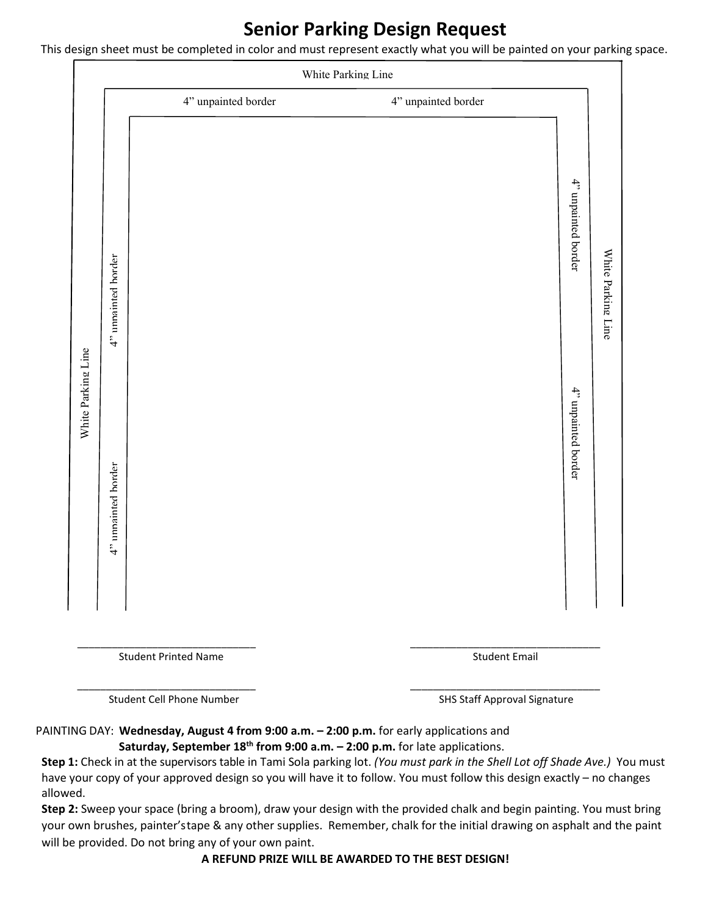# Senior Parking Design Request

This design sheet must be completed in color and must represent exactly what you will be painted on your parking space.

White Parking Line

4" unpainted border

4" unpainted border

4" unpainted border

4" unpainted border

4" unpainted border

4" unpainted border

White Parking Line

White Parking Line

\_\_\_\_\_\_\_\_\_\_\_\_\_\_\_\_\_\_\_\_\_\_\_\_\_\_\_\_\_\_\_
Student Printed Name

\_\_\_\_\_\_\_\_\_\_\_\_\_\_\_\_\_\_\_\_\_\_\_\_\_\_\_\_\_\_\_
Student Email

\_\_\_\_\_\_\_\_\_\_\_\_\_\_\_\_\_\_\_\_\_\_\_\_\_\_\_\_\_\_\_
Student Cell Phone Number

\_\_\_\_\_\_\_\_\_\_\_\_\_\_\_\_\_\_\_\_\_\_\_\_\_\_\_\_\_\_\_
SHS Staff Approval Signature

PAINTING DAY: **Wednesday, August 4 from 9:00 a.m. – 2:00 p.m.** for early applications and
**Saturday, September 18th from 9:00 a.m. – 2:00 p.m.** for late applications.

**Step 1:** Check in at the supervisors table in Tami Sola parking lot. *(You must park in the Shell Lot off Shade Ave.)* You must have your copy of your approved design so you will have it to follow. You must follow this design exactly – no changes allowed.

**Step 2:** Sweep your space (bring a broom), draw your design with the provided chalk and begin painting. You must bring your own brushes, painter's tape & any other supplies. Remember, chalk for the initial drawing on asphalt and the paint will be provided. Do not bring any of your own paint.

**A REFUND PRIZE WILL BE AWARDED TO THE BEST DESIGN!**